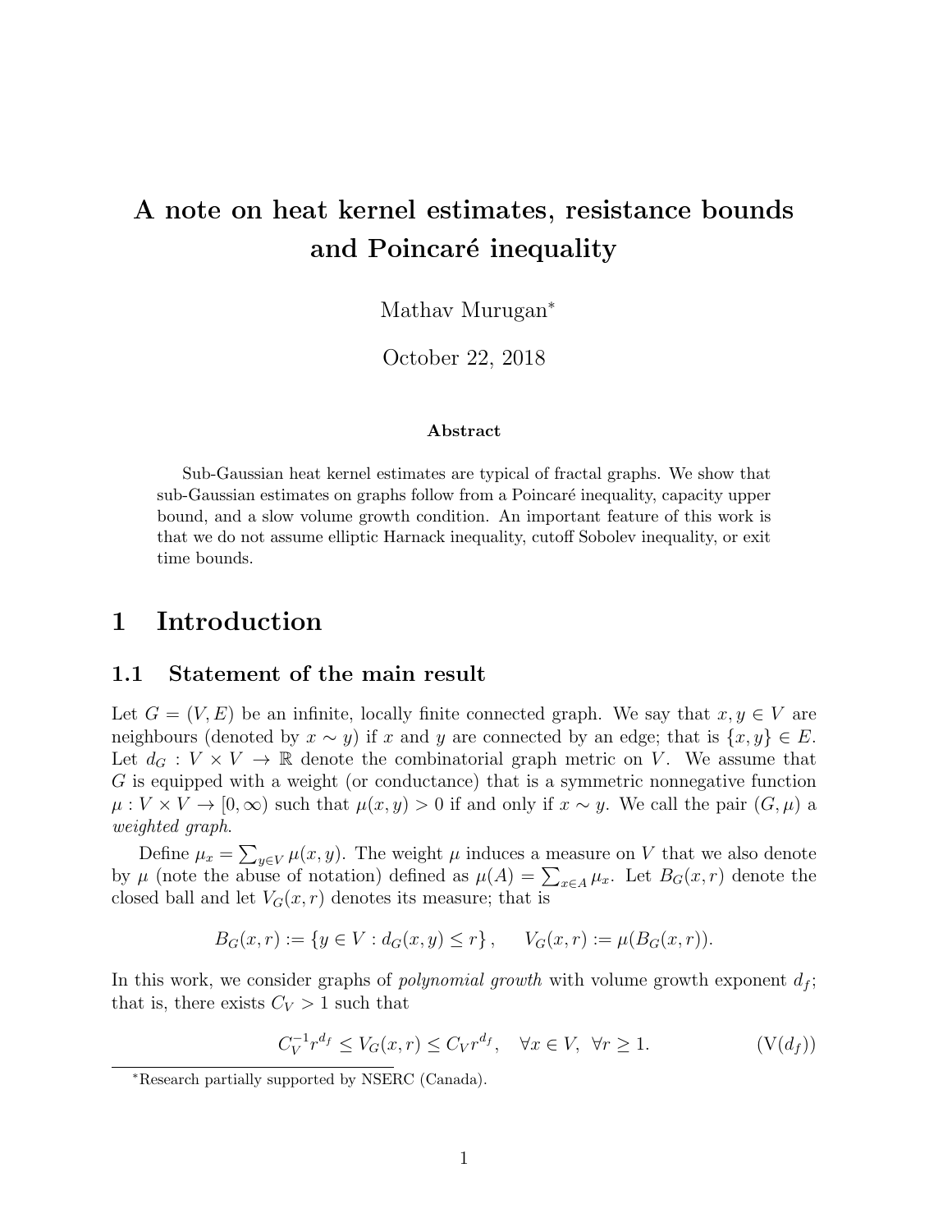# A note on heat kernel estimates, resistance bounds and Poincaré inequality

Mathav Murugan[*]

October 22, 2018

**Abstract**

Sub-Gaussian heat kernel estimates are typical of fractal graphs. We show that sub-Gaussian estimates on graphs follow from a Poincaré inequality, capacity upper bound, and a slow volume growth condition. An important feature of this work is that we do not assume elliptic Harnack inequality, cutoff Sobolev inequality, or exit time bounds.

## 1 Introduction

### 1.1 Statement of the main result

Let $G = (V, E)$ be an infinite, locally finite connected graph. We say that $x, y \in V$ are neighbours (denoted by $x \sim y$) if $x$ and $y$ are connected by an edge; that is $\{x, y\} \in E$. Let $d_G : V \times V \to \mathbb{R}$ denote the combinatorial graph metric on $V$. We assume that $G$ is equipped with a weight (or conductance) that is a symmetric nonnegative function $\mu : V \times V \to [0, \infty)$ such that $\mu(x, y) > 0$ if and only if $x \sim y$. We call the pair $(G, \mu)$ a *weighted graph*.

Define $\mu_x = \sum_{y \in V} \mu(x, y)$. The weight $\mu$ induces a measure on $V$ that we also denote by $\mu$ (note the abuse of notation) defined as $\mu(A) = \sum_{x \in A} \mu_x$. Let $B_G(x, r)$ denote the closed ball and let $V_G(x, r)$ denotes its measure; that is

$$B_G(x, r) := \{y \in V : d_G(x, y) \leq r\}, \qquad V_G(x, r) := \mu(B_G(x, r)).$$

In this work, we consider graphs of *polynomial growth* with volume growth exponent $d_f$; that is, there exists $C_V > 1$ such that

$$C_V^{-1} r^{d_f} \leq V_G(x, r) \leq C_V r^{d_f}, \quad \forall x \in V, \ \forall r \geq 1. \tag{V($d_f$)}$$

[*]Research partially supported by NSERC (Canada).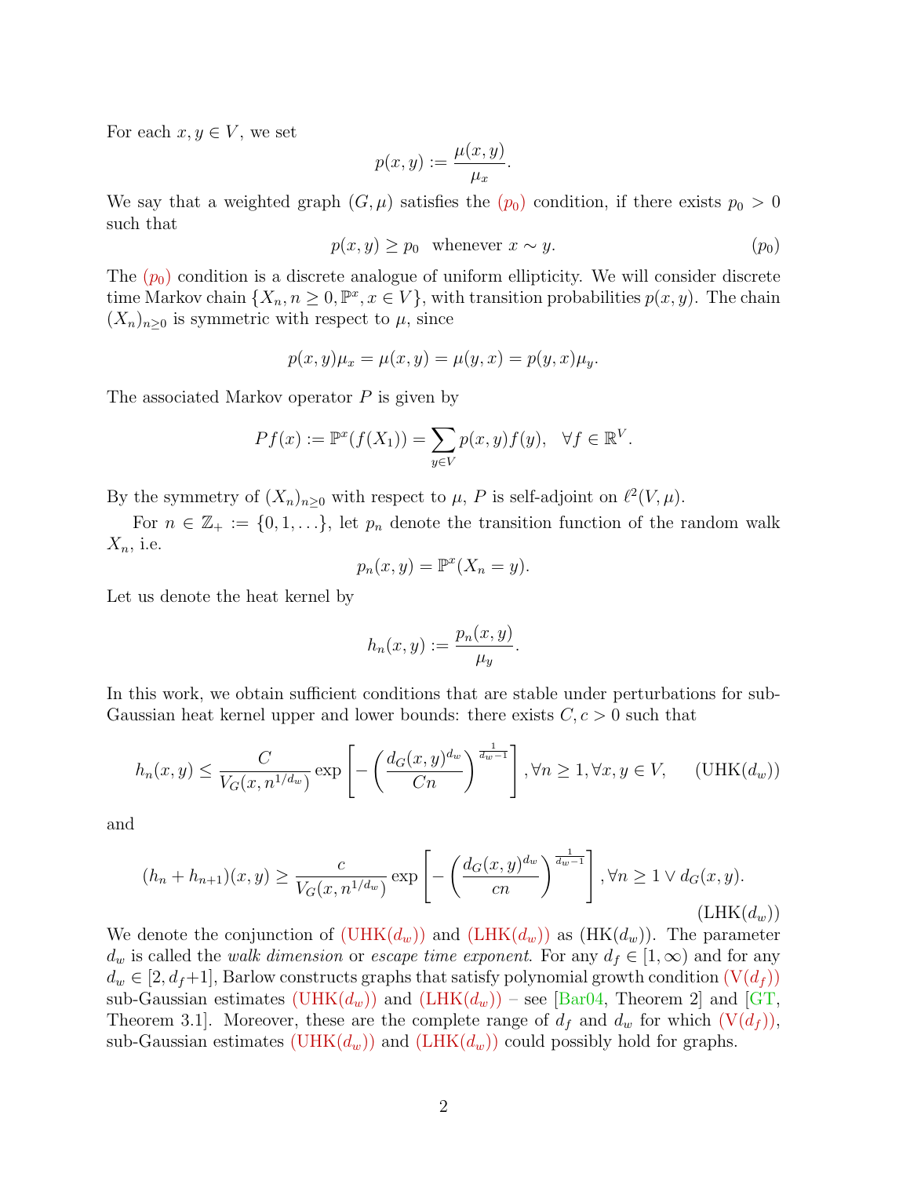For each $x, y \in V$, we set

$$p(x,y) := \frac{\mu(x,y)}{\mu_x}.$$

We say that a weighted graph $(G, \mu)$ satisfies the $(p_0)$ condition, if there exists $p_0 > 0$ such that

$$p(x,y) \geq p_0 \quad \text{whenever } x \sim y. \tag{$p_0$}$$

The $(p_0)$ condition is a discrete analogue of uniform ellipticity. We will consider discrete time Markov chain $\{X_n, n \geq 0, \mathbb{P}^x, x \in V\}$, with transition probabilities $p(x,y)$. The chain $(X_n)_{n \geq 0}$ is symmetric with respect to $\mu$, since

$$p(x,y)\mu_x = \mu(x,y) = \mu(y,x) = p(y,x)\mu_y.$$

The associated Markov operator $P$ is given by

$$Pf(x) := \mathbb{P}^x(f(X_1)) = \sum_{y \in V} p(x,y) f(y), \quad \forall f \in \mathbb{R}^V.$$

By the symmetry of $(X_n)_{n \geq 0}$ with respect to $\mu$, $P$ is self-adjoint on $\ell^2(V, \mu)$.

For $n \in \mathbb{Z}_+ := \{0, 1, \ldots\}$, let $p_n$ denote the transition function of the random walk $X_n$, i.e.

$$p_n(x,y) = \mathbb{P}^x(X_n = y).$$

Let us denote the heat kernel by

$$h_n(x,y) := \frac{p_n(x,y)}{\mu_y}.$$

In this work, we obtain sufficient conditions that are stable under perturbations for sub-Gaussian heat kernel upper and lower bounds: there exists $C, c > 0$ such that

$$h_n(x,y) \leq \frac{C}{V_G(x, n^{1/d_w})} \exp\left[-\left(\frac{d_G(x,y)^{d_w}}{Cn}\right)^{\frac{1}{d_w - 1}}\right], \forall n \geq 1, \forall x, y \in V, \tag{UHK($d_w$)}$$

and

$$(h_n + h_{n+1})(x,y) \geq \frac{c}{V_G(x, n^{1/d_w})} \exp\left[-\left(\frac{d_G(x,y)^{d_w}}{cn}\right)^{\frac{1}{d_w - 1}}\right], \forall n \geq 1 \vee d_G(x,y). \tag{LHK($d_w$)}$$

We denote the conjunction of (UHK($d_w$)) and (LHK($d_w$)) as (HK($d_w$)). The parameter $d_w$ is called the *walk dimension* or *escape time exponent*. For any $d_f \in [1, \infty)$ and for any $d_w \in [2, d_f + 1]$, Barlow constructs graphs that satisfy polynomial growth condition (V($d_f$)) sub-Gaussian estimates (UHK($d_w$)) and (LHK($d_w$)) – see [Bar04, Theorem 2] and [GT, Theorem 3.1]. Moreover, these are the complete range of $d_f$ and $d_w$ for which (V($d_f$)), sub-Gaussian estimates (UHK($d_w$)) and (LHK($d_w$)) could possibly hold for graphs.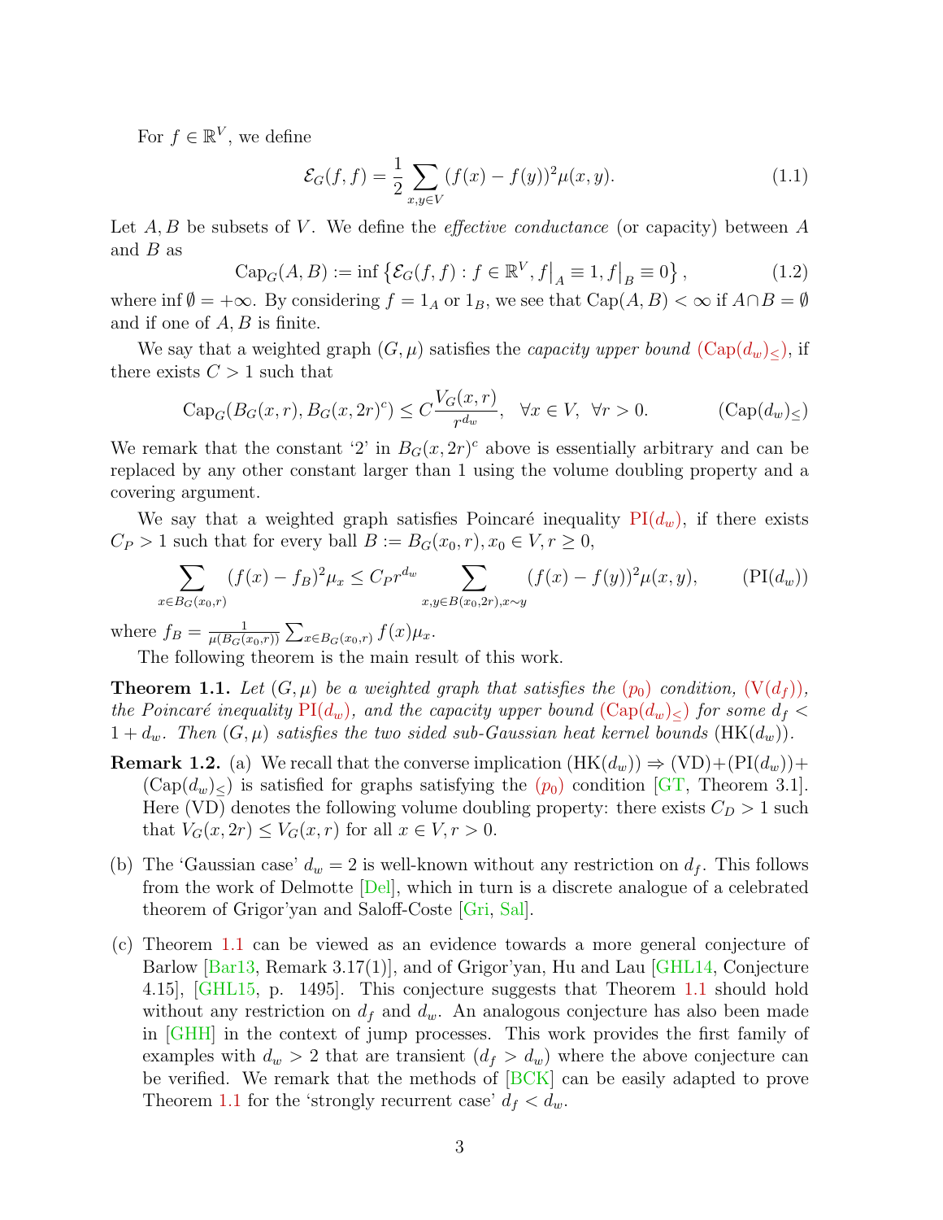For $f \in \mathbb{R}^V$, we define

$$\mathcal{E}_G(f,f) = \frac{1}{2} \sum_{x,y \in V} (f(x) - f(y))^2 \mu(x,y). \tag{1.1}$$

Let $A, B$ be subsets of $V$. We define the *effective conductance* (or capacity) between $A$ and $B$ as

$$\mathrm{Cap}_G(A,B) := \inf \left\{ \mathcal{E}_G(f,f) : f \in \mathbb{R}^V, f\big|_A \equiv 1, f\big|_B \equiv 0 \right\}, \tag{1.2}$$

where $\inf \emptyset = +\infty$. By considering $f = 1_A$ or $1_B$, we see that $\mathrm{Cap}(A,B) < \infty$ if $A \cap B = \emptyset$ and if one of $A, B$ is finite.

We say that a weighted graph $(G, \mu)$ satisfies the *capacity upper bound* $(\mathrm{Cap}(d_w)_\leq)$, if there exists $C > 1$ such that

$$\mathrm{Cap}_G(B_G(x,r), B_G(x,2r)^c) \leq C \frac{V_G(x,r)}{r^{d_w}}, \quad \forall x \in V, \ \forall r > 0. \tag{$\mathrm{Cap}(d_w)_\leq$}$$

We remark that the constant '2' in $B_G(x,2r)^c$ above is essentially arbitrary and can be replaced by any other constant larger than 1 using the volume doubling property and a covering argument.

We say that a weighted graph satisfies Poincaré inequality $\mathrm{PI}(d_w)$, if there exists $C_P > 1$ such that for every ball $B := B_G(x_0, r), x_0 \in V, r \geq 0$,

$$\sum_{x \in B_G(x_0,r)} (f(x) - f_B)^2 \mu_x \leq C_P r^{d_w} \sum_{x,y \in B(x_0,2r), x \sim y} (f(x) - f(y))^2 \mu(x,y), \tag{$\mathrm{PI}(d_w)$}$$

where $f_B = \frac{1}{\mu(B_G(x_0,r))} \sum_{x \in B_G(x_0,r)} f(x) \mu_x$.

The following theorem is the main result of this work.

**Theorem 1.1.** *Let $(G, \mu)$ be a weighted graph that satisfies the $(p_0)$ condition, $(\mathrm{V}(d_f))$, the Poincaré inequality $\mathrm{PI}(d_w)$, and the capacity upper bound $(\mathrm{Cap}(d_w)_\leq)$ for some $d_f < 1 + d_w$. Then $(G, \mu)$ satisfies the two sided sub-Gaussian heat kernel bounds $(\mathrm{HK}(d_w))$.*

**Remark 1.2.** (a) We recall that the converse implication $(\mathrm{HK}(d_w)) \Rightarrow (\mathrm{VD}) + (\mathrm{PI}(d_w)) + (\mathrm{Cap}(d_w)_\leq)$ is satisfied for graphs satisfying the $(p_0)$ condition [GT, Theorem 3.1]. Here (VD) denotes the following volume doubling property: there exists $C_D > 1$ such that $V_G(x, 2r) \leq V_G(x,r)$ for all $x \in V, r > 0$.

(b) The 'Gaussian case' $d_w = 2$ is well-known without any restriction on $d_f$. This follows from the work of Delmotte [Del], which in turn is a discrete analogue of a celebrated theorem of Grigor'yan and Saloff-Coste [Gri, Sal].

(c) Theorem 1.1 can be viewed as an evidence towards a more general conjecture of Barlow [Bar13, Remark 3.17(1)], and of Grigor'yan, Hu and Lau [GHL14, Conjecture 4.15], [GHL15, p. 1495]. This conjecture suggests that Theorem 1.1 should hold without any restriction on $d_f$ and $d_w$. An analogous conjecture has also been made in [GHH] in the context of jump processes. This work provides the first family of examples with $d_w > 2$ that are transient ($d_f > d_w$) where the above conjecture can be verified. We remark that the methods of [BCK] can be easily adapted to prove Theorem 1.1 for the 'strongly recurrent case' $d_f < d_w$.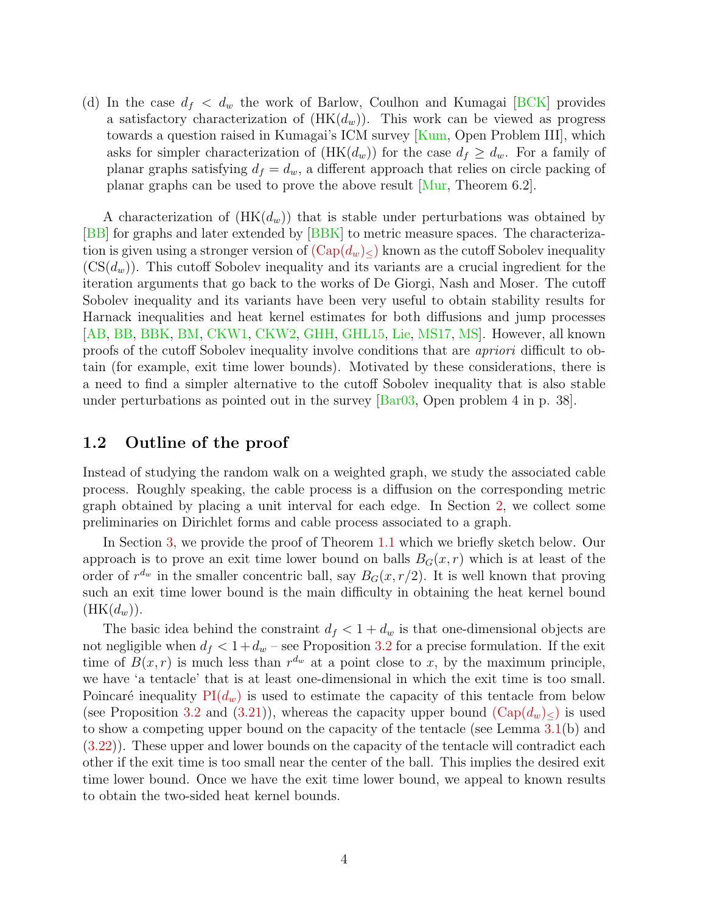(d) In the case $d_f < d_w$ the work of Barlow, Coulhon and Kumagai [BCK] provides a satisfactory characterization of (HK($d_w$)). This work can be viewed as progress towards a question raised in Kumagai's ICM survey [Kum, Open Problem III], which asks for simpler characterization of (HK($d_w$)) for the case $d_f \geq d_w$. For a family of planar graphs satisfying $d_f = d_w$, a different approach that relies on circle packing of planar graphs can be used to prove the above result [Mur, Theorem 6.2].

A characterization of (HK($d_w$)) that is stable under perturbations was obtained by [BB] for graphs and later extended by [BBK] to metric measure spaces. The characterization is given using a stronger version of $(\mathrm{Cap}(d_w)_{\leq})$ known as the cutoff Sobolev inequality (CS($d_w$)). This cutoff Sobolev inequality and its variants are a crucial ingredient for the iteration arguments that go back to the works of De Giorgi, Nash and Moser. The cutoff Sobolev inequality and its variants have been very useful to obtain stability results for Harnack inequalities and heat kernel estimates for both diffusions and jump processes [AB, BB, BBK, BM, CKW1, CKW2, GHH, GHL15, Lie, MS17, MS]. However, all known proofs of the cutoff Sobolev inequality involve conditions that are *apriori* difficult to obtain (for example, exit time lower bounds). Motivated by these considerations, there is a need to find a simpler alternative to the cutoff Sobolev inequality that is also stable under perturbations as pointed out in the survey [Bar03, Open problem 4 in p. 38].

## 1.2 Outline of the proof

Instead of studying the random walk on a weighted graph, we study the associated cable process. Roughly speaking, the cable process is a diffusion on the corresponding metric graph obtained by placing a unit interval for each edge. In Section 2, we collect some preliminaries on Dirichlet forms and cable process associated to a graph.

In Section 3, we provide the proof of Theorem 1.1 which we briefly sketch below. Our approach is to prove an exit time lower bound on balls $B_G(x, r)$ which is at least of the order of $r^{d_w}$ in the smaller concentric ball, say $B_G(x, r/2)$. It is well known that proving such an exit time lower bound is the main difficulty in obtaining the heat kernel bound (HK($d_w$)).

The basic idea behind the constraint $d_f < 1 + d_w$ is that one-dimensional objects are not negligible when $d_f < 1 + d_w$ – see Proposition 3.2 for a precise formulation. If the exit time of $B(x, r)$ is much less than $r^{d_w}$ at a point close to $x$, by the maximum principle, we have 'a tentacle' that is at least one-dimensional in which the exit time is too small. Poincaré inequality PI($d_w$) is used to estimate the capacity of this tentacle from below (see Proposition 3.2 and (3.21)), whereas the capacity upper bound $(\mathrm{Cap}(d_w)_{\leq})$ is used to show a competing upper bound on the capacity of the tentacle (see Lemma 3.1(b) and (3.22)). These upper and lower bounds on the capacity of the tentacle will contradict each other if the exit time is too small near the center of the ball. This implies the desired exit time lower bound. Once we have the exit time lower bound, we appeal to known results to obtain the two-sided heat kernel bounds.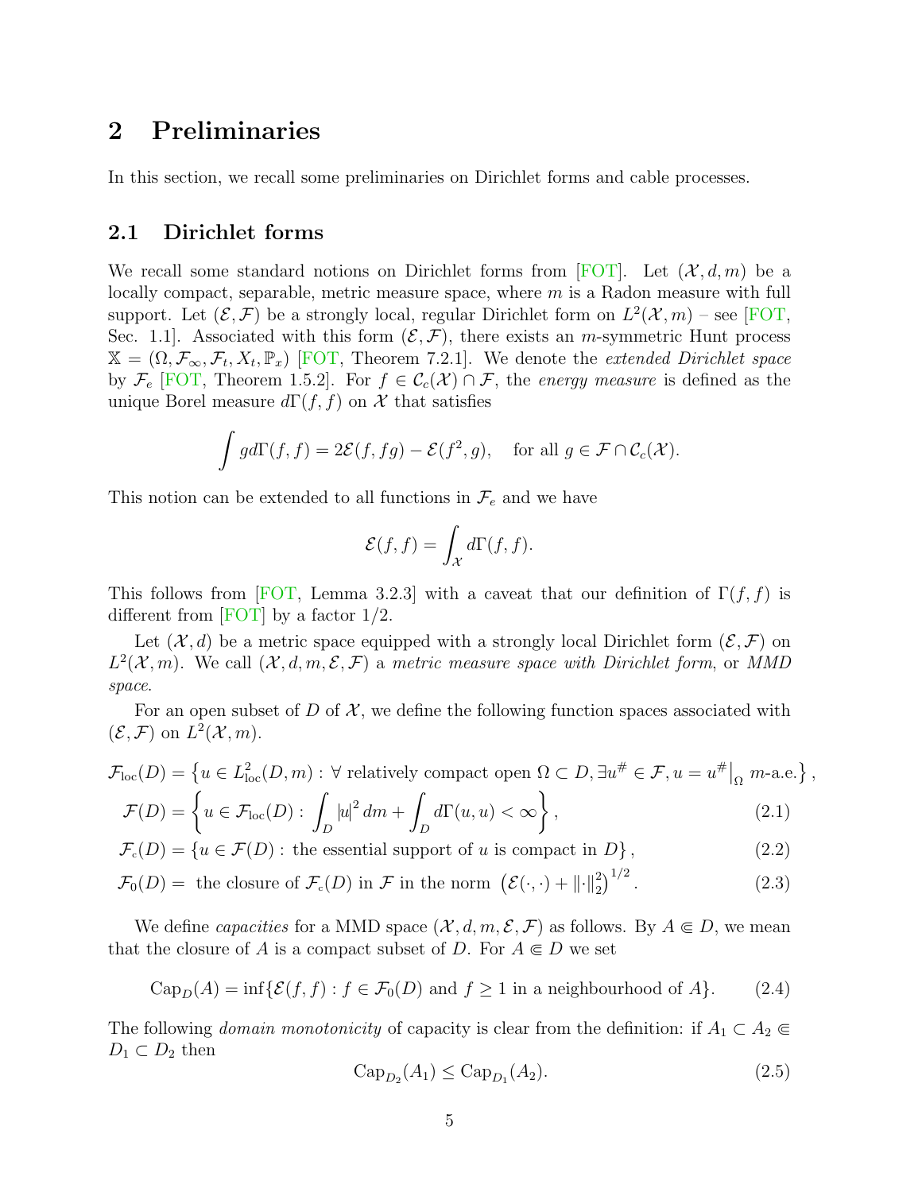# 2 Preliminaries

In this section, we recall some preliminaries on Dirichlet forms and cable processes.

## 2.1 Dirichlet forms

We recall some standard notions on Dirichlet forms from [FOT]. Let $(\mathcal{X}, d, m)$ be a locally compact, separable, metric measure space, where $m$ is a Radon measure with full support. Let $(\mathcal{E}, \mathcal{F})$ be a strongly local, regular Dirichlet form on $L^2(\mathcal{X}, m)$ – see [FOT, Sec. 1.1]. Associated with this form $(\mathcal{E}, \mathcal{F})$, there exists an $m$-symmetric Hunt process $\mathbb{X} = (\Omega, \mathcal{F}_\infty, \mathcal{F}_t, X_t, \mathbb{P}_x)$ [FOT, Theorem 7.2.1]. We denote the *extended Dirichlet space* by $\mathcal{F}_e$ [FOT, Theorem 1.5.2]. For $f \in \mathcal{C}_c(\mathcal{X}) \cap \mathcal{F}$, the *energy measure* is defined as the unique Borel measure $d\Gamma(f, f)$ on $\mathcal{X}$ that satisfies

$$\int g d\Gamma(f, f) = 2\mathcal{E}(f, fg) - \mathcal{E}(f^2, g), \quad \text{for all } g \in \mathcal{F} \cap \mathcal{C}_c(\mathcal{X}).$$

This notion can be extended to all functions in $\mathcal{F}_e$ and we have

$$\mathcal{E}(f, f) = \int_{\mathcal{X}} d\Gamma(f, f).$$

This follows from [FOT, Lemma 3.2.3] with a caveat that our definition of $\Gamma(f, f)$ is different from [FOT] by a factor 1/2.

Let $(\mathcal{X}, d)$ be a metric space equipped with a strongly local Dirichlet form $(\mathcal{E}, \mathcal{F})$ on $L^2(\mathcal{X}, m)$. We call $(\mathcal{X}, d, m, \mathcal{E}, \mathcal{F})$ a *metric measure space with Dirichlet form*, or *MMD space*.

For an open subset of $D$ of $\mathcal{X}$, we define the following function spaces associated with $(\mathcal{E}, \mathcal{F})$ on $L^2(\mathcal{X}, m)$.

$$\mathcal{F}_{\text{loc}}(D) = \left\{ u \in L^2_{\text{loc}}(D, m) : \forall \text{ relatively compact open } \Omega \subset D, \exists u^\# \in \mathcal{F}, u = u^\# \big|_\Omega \ m\text{-a.e.} \right\},$$

$$\mathcal{F}(D) = \left\{ u \in \mathcal{F}_{\text{loc}}(D) : \int_D |u|^2 \, dm + \int_D d\Gamma(u, u) < \infty \right\}, \tag{2.1}$$

$$\mathcal{F}_c(D) = \{ u \in \mathcal{F}(D) : \text{the essential support of } u \text{ is compact in } D \}, \tag{2.2}$$

$$\mathcal{F}_0(D) = \text{ the closure of } \mathcal{F}_c(D) \text{ in } \mathcal{F} \text{ in the norm } \left( \mathcal{E}(\cdot, \cdot) + \|\cdot\|_2^2 \right)^{1/2}. \tag{2.3}$$

We define *capacities* for a MMD space $(\mathcal{X}, d, m, \mathcal{E}, \mathcal{F})$ as follows. By $A \Subset D$, we mean that the closure of $A$ is a compact subset of $D$. For $A \Subset D$ we set

$$\text{Cap}_D(A) = \inf\{\mathcal{E}(f, f) : f \in \mathcal{F}_0(D) \text{ and } f \geq 1 \text{ in a neighbourhood of } A\}. \tag{2.4}$$

The following *domain monotonicity* of capacity is clear from the definition: if $A_1 \subset A_2 \Subset D_1 \subset D_2$ then

$$\text{Cap}_{D_2}(A_1) \leq \text{Cap}_{D_1}(A_2). \tag{2.5}$$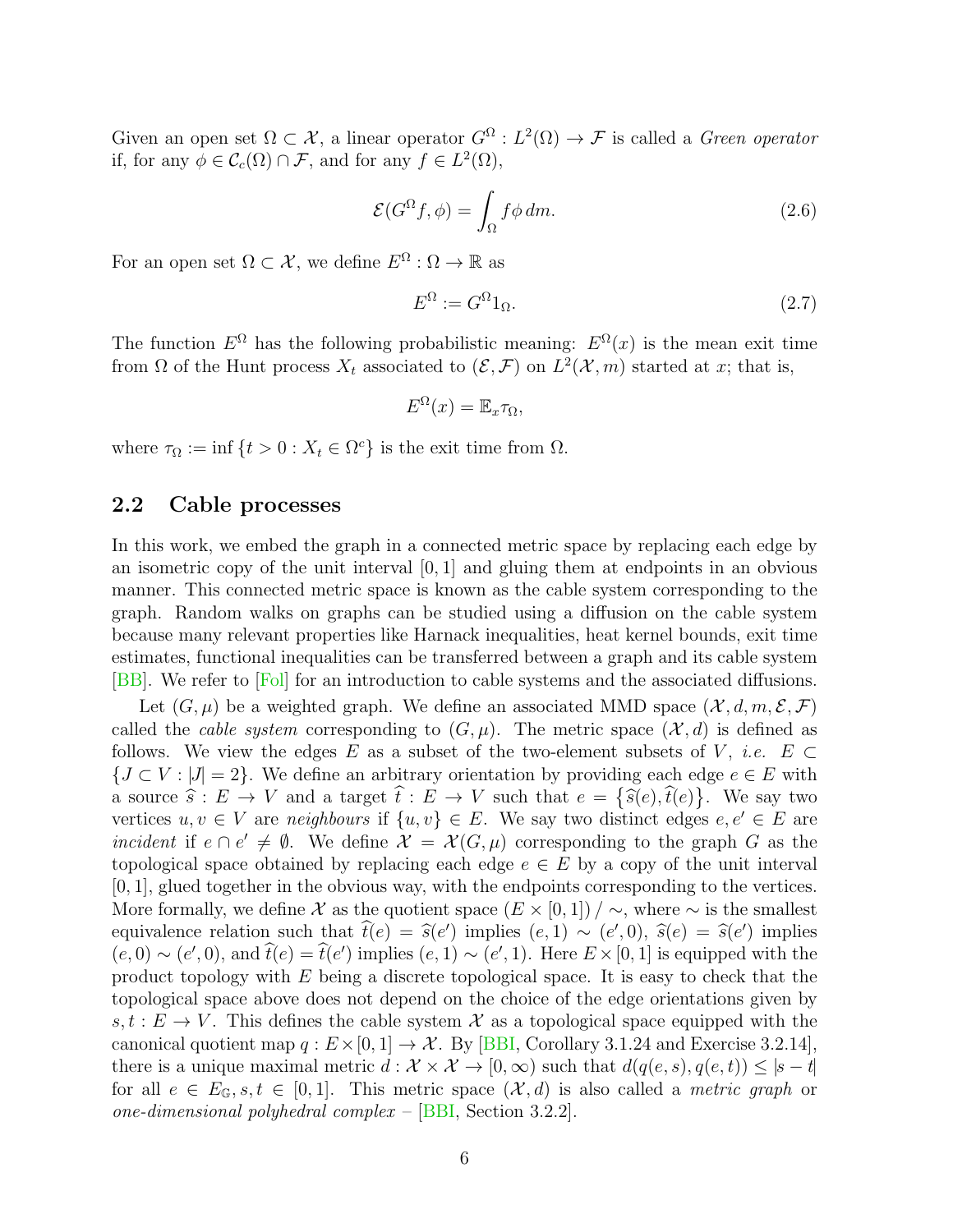Given an open set $\Omega \subset \mathcal{X}$, a linear operator $G^\Omega : L^2(\Omega) \to \mathcal{F}$ is called a *Green operator* if, for any $\phi \in \mathcal{C}_c(\Omega) \cap \mathcal{F}$, and for any $f \in L^2(\Omega)$,

$$\mathcal{E}(G^\Omega f, \phi) = \int_\Omega f\phi \, dm. \tag{2.6}$$

For an open set $\Omega \subset \mathcal{X}$, we define $E^\Omega : \Omega \to \mathbb{R}$ as

$$E^\Omega := G^\Omega 1_\Omega. \tag{2.7}$$

The function $E^\Omega$ has the following probabilistic meaning: $E^\Omega(x)$ is the mean exit time from $\Omega$ of the Hunt process $X_t$ associated to $(\mathcal{E}, \mathcal{F})$ on $L^2(\mathcal{X}, m)$ started at $x$; that is,

$$E^\Omega(x) = \mathbb{E}_x \tau_\Omega,$$

where $\tau_\Omega := \inf\{t > 0 : X_t \in \Omega^c\}$ is the exit time from $\Omega$.

## 2.2 Cable processes

In this work, we embed the graph in a connected metric space by replacing each edge by an isometric copy of the unit interval $[0,1]$ and gluing them at endpoints in an obvious manner. This connected metric space is known as the cable system corresponding to the graph. Random walks on graphs can be studied using a diffusion on the cable system because many relevant properties like Harnack inequalities, heat kernel bounds, exit time estimates, functional inequalities can be transferred between a graph and its cable system [BB]. We refer to [Fol] for an introduction to cable systems and the associated diffusions.

Let $(G, \mu)$ be a weighted graph. We define an associated MMD space $(\mathcal{X}, d, m, \mathcal{E}, \mathcal{F})$ called the *cable system* corresponding to $(G, \mu)$. The metric space $(\mathcal{X}, d)$ is defined as follows. We view the edges $E$ as a subset of the two-element subsets of $V$, *i.e.* $E \subset \{J \subset V : |J| = 2\}$. We define an arbitrary orientation by providing each edge $e \in E$ with a source $\widehat{s} : E \to V$ and a target $\widehat{t} : E \to V$ such that $e = \{\widehat{s}(e), \widehat{t}(e)\}$. We say two vertices $u, v \in V$ are *neighbours* if $\{u, v\} \in E$. We say two distinct edges $e, e' \in E$ are *incident* if $e \cap e' \neq \emptyset$. We define $\mathcal{X} = \mathcal{X}(G, \mu)$ corresponding to the graph $G$ as the topological space obtained by replacing each edge $e \in E$ by a copy of the unit interval $[0,1]$, glued together in the obvious way, with the endpoints corresponding to the vertices. More formally, we define $\mathcal{X}$ as the quotient space $(E \times [0,1]) / \sim$, where $\sim$ is the smallest equivalence relation such that $\widehat{t}(e) = \widehat{s}(e')$ implies $(e,1) \sim (e',0)$, $\widehat{s}(e) = \widehat{s}(e')$ implies $(e,0) \sim (e',0)$, and $\widehat{t}(e) = \widehat{t}(e')$ implies $(e,1) \sim (e',1)$. Here $E \times [0,1]$ is equipped with the product topology with $E$ being a discrete topological space. It is easy to check that the topological space above does not depend on the choice of the edge orientations given by $s, t : E \to V$. This defines the cable system $\mathcal{X}$ as a topological space equipped with the canonical quotient map $q : E \times [0,1] \to \mathcal{X}$. By [BBI, Corollary 3.1.24 and Exercise 3.2.14], there is a unique maximal metric $d : \mathcal{X} \times \mathcal{X} \to [0, \infty)$ such that $d(q(e,s), q(e,t)) \leq |s - t|$ for all $e \in E_{\mathbb{G}}, s, t \in [0,1]$. This metric space $(\mathcal{X}, d)$ is also called a *metric graph* or *one-dimensional polyhedral complex* – [BBI, Section 3.2.2].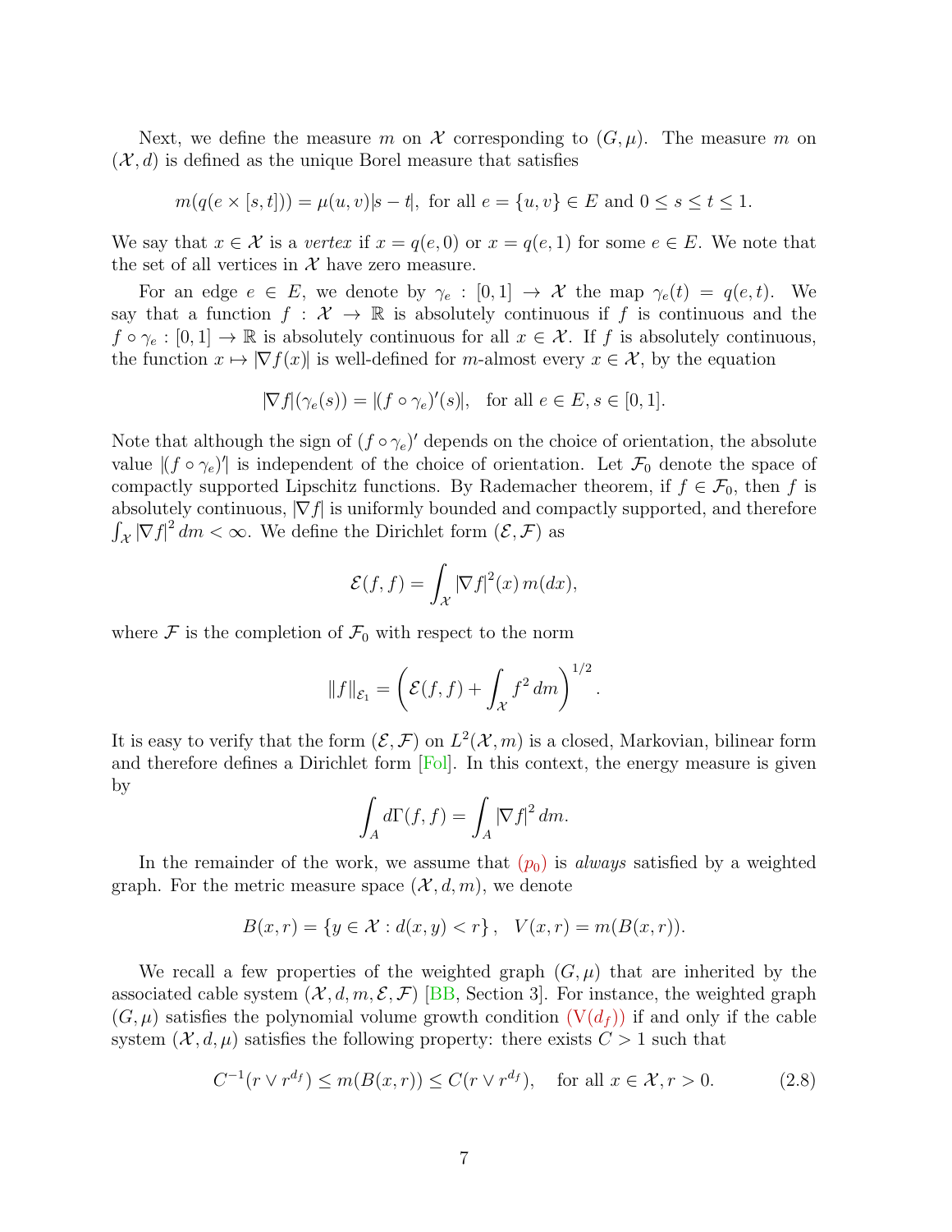Next, we define the measure $m$ on $\mathcal{X}$ corresponding to $(G, \mu)$. The measure $m$ on $(\mathcal{X}, d)$ is defined as the unique Borel measure that satisfies

$$m(q(e \times [s,t])) = \mu(u,v)|s-t|, \text{ for all } e = \{u,v\} \in E \text{ and } 0 \le s \le t \le 1.$$

We say that $x \in \mathcal{X}$ is a *vertex* if $x = q(e, 0)$ or $x = q(e, 1)$ for some $e \in E$. We note that the set of all vertices in $\mathcal{X}$ have zero measure.

For an edge $e \in E$, we denote by $\gamma_e : [0,1] \to \mathcal{X}$ the map $\gamma_e(t) = q(e,t)$. We say that a function $f : \mathcal{X} \to \mathbb{R}$ is absolutely continuous if $f$ is continuous and the $f \circ \gamma_e : [0,1] \to \mathbb{R}$ is absolutely continuous for all $x \in \mathcal{X}$. If $f$ is absolutely continuous, the function $x \mapsto |\nabla f(x)|$ is well-defined for $m$-almost every $x \in \mathcal{X}$, by the equation

$$|\nabla f|(\gamma_e(s)) = |(f \circ \gamma_e)'(s)|, \quad \text{for all } e \in E, s \in [0,1].$$

Note that although the sign of $(f \circ \gamma_e)'$ depends on the choice of orientation, the absolute value $|(f \circ \gamma_e)'|$ is independent of the choice of orientation. Let $\mathcal{F}_0$ denote the space of compactly supported Lipschitz functions. By Rademacher theorem, if $f \in \mathcal{F}_0$, then $f$ is absolutely continuous, $|\nabla f|$ is uniformly bounded and compactly supported, and therefore $\int_{\mathcal{X}} |\nabla f|^2 \, dm < \infty$. We define the Dirichlet form $(\mathcal{E}, \mathcal{F})$ as

$$\mathcal{E}(f,f) = \int_{\mathcal{X}} |\nabla f|^2(x) \, m(dx),$$

where $\mathcal{F}$ is the completion of $\mathcal{F}_0$ with respect to the norm

$$\|f\|_{\mathcal{E}_1} = \left( \mathcal{E}(f,f) + \int_{\mathcal{X}} f^2 \, dm \right)^{1/2}.$$

It is easy to verify that the form $(\mathcal{E}, \mathcal{F})$ on $L^2(\mathcal{X}, m)$ is a closed, Markovian, bilinear form and therefore defines a Dirichlet form [Fol]. In this context, the energy measure is given by

$$\int_A d\Gamma(f,f) = \int_A |\nabla f|^2 \, dm.$$

In the remainder of the work, we assume that $(p_0)$ is *always* satisfied by a weighted graph. For the metric measure space $(\mathcal{X}, d, m)$, we denote

$$B(x,r) = \{ y \in \mathcal{X} : d(x,y) < r \}, \quad V(x,r) = m(B(x,r)).$$

We recall a few properties of the weighted graph $(G, \mu)$ that are inherited by the associated cable system $(\mathcal{X}, d, m, \mathcal{E}, \mathcal{F})$ [BB, Section 3]. For instance, the weighted graph $(G, \mu)$ satisfies the polynomial volume growth condition $(\mathrm{V}(d_f))$ if and only if the cable system $(\mathcal{X}, d, \mu)$ satisfies the following property: there exists $C > 1$ such that

$$C^{-1}(r \vee r^{d_f}) \le m(B(x,r)) \le C(r \vee r^{d_f}), \quad \text{for all } x \in \mathcal{X}, r > 0. \tag{2.8}$$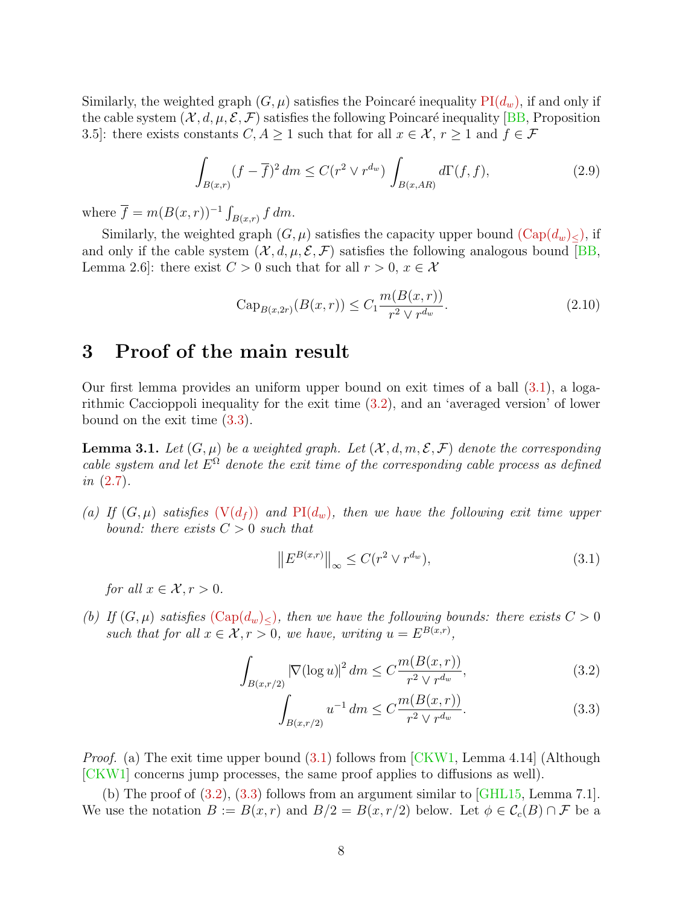Similarly, the weighted graph $(G, \mu)$ satisfies the Poincaré inequality PI($d_w$), if and only if the cable system $(\mathcal{X}, d, \mu, \mathcal{E}, \mathcal{F})$ satisfies the following Poincaré inequality [BB, Proposition 3.5]: there exists constants $C, A \geq 1$ such that for all $x \in \mathcal{X}$, $r \geq 1$ and $f \in \mathcal{F}$

$$\int_{B(x,r)} (f - \overline{f})^2 \, dm \leq C(r^2 \vee r^{d_w}) \int_{B(x,AR)} d\Gamma(f,f), \tag{2.9}$$

where $\overline{f} = m(B(x,r))^{-1} \int_{B(x,r)} f \, dm$.

Similarly, the weighted graph $(G, \mu)$ satisfies the capacity upper bound (Cap($d_w$)$_\leq$), if and only if the cable system $(\mathcal{X}, d, \mu, \mathcal{E}, \mathcal{F})$ satisfies the following analogous bound [BB, Lemma 2.6]: there exist $C > 0$ such that for all $r > 0$, $x \in \mathcal{X}$

$$\mathrm{Cap}_{B(x,2r)}(B(x,r)) \leq C_1 \frac{m(B(x,r))}{r^2 \vee r^{d_w}}. \tag{2.10}$$

# 3 Proof of the main result

Our first lemma provides an uniform upper bound on exit times of a ball (3.1), a logarithmic Caccioppoli inequality for the exit time (3.2), and an 'averaged version' of lower bound on the exit time (3.3).

**Lemma 3.1.** *Let $(G, \mu)$ be a weighted graph. Let $(\mathcal{X}, d, m, \mathcal{E}, \mathcal{F})$ denote the corresponding cable system and let $E^\Omega$ denote the exit time of the corresponding cable process as defined in (2.7).*

*(a) If $(G, \mu)$ satisfies (V($d_f$)) and PI($d_w$), then we have the following exit time upper bound: there exists $C > 0$ such that*

$$\left\| E^{B(x,r)} \right\|_\infty \leq C(r^2 \vee r^{d_w}), \tag{3.1}$$

*for all $x \in \mathcal{X}, r > 0$.*

*(b) If $(G, \mu)$ satisfies (Cap($d_w$)$_\leq$), then we have the following bounds: there exists $C > 0$ such that for all $x \in \mathcal{X}, r > 0$, we have, writing $u = E^{B(x,r)}$,*

$$\int_{B(x,r/2)} |\nabla(\log u)|^2 \, dm \leq C \frac{m(B(x,r))}{r^2 \vee r^{d_w}}, \tag{3.2}$$

$$\int_{B(x,r/2)} u^{-1} \, dm \leq C \frac{m(B(x,r))}{r^2 \vee r^{d_w}}. \tag{3.3}$$

*Proof.* (a) The exit time upper bound (3.1) follows from [CKW1, Lemma 4.14] (Although [CKW1] concerns jump processes, the same proof applies to diffusions as well).

(b) The proof of (3.2), (3.3) follows from an argument similar to [GHL15, Lemma 7.1]. We use the notation $B := B(x, r)$ and $B/2 = B(x, r/2)$ below. Let $\phi \in \mathcal{C}_c(B) \cap \mathcal{F}$ be a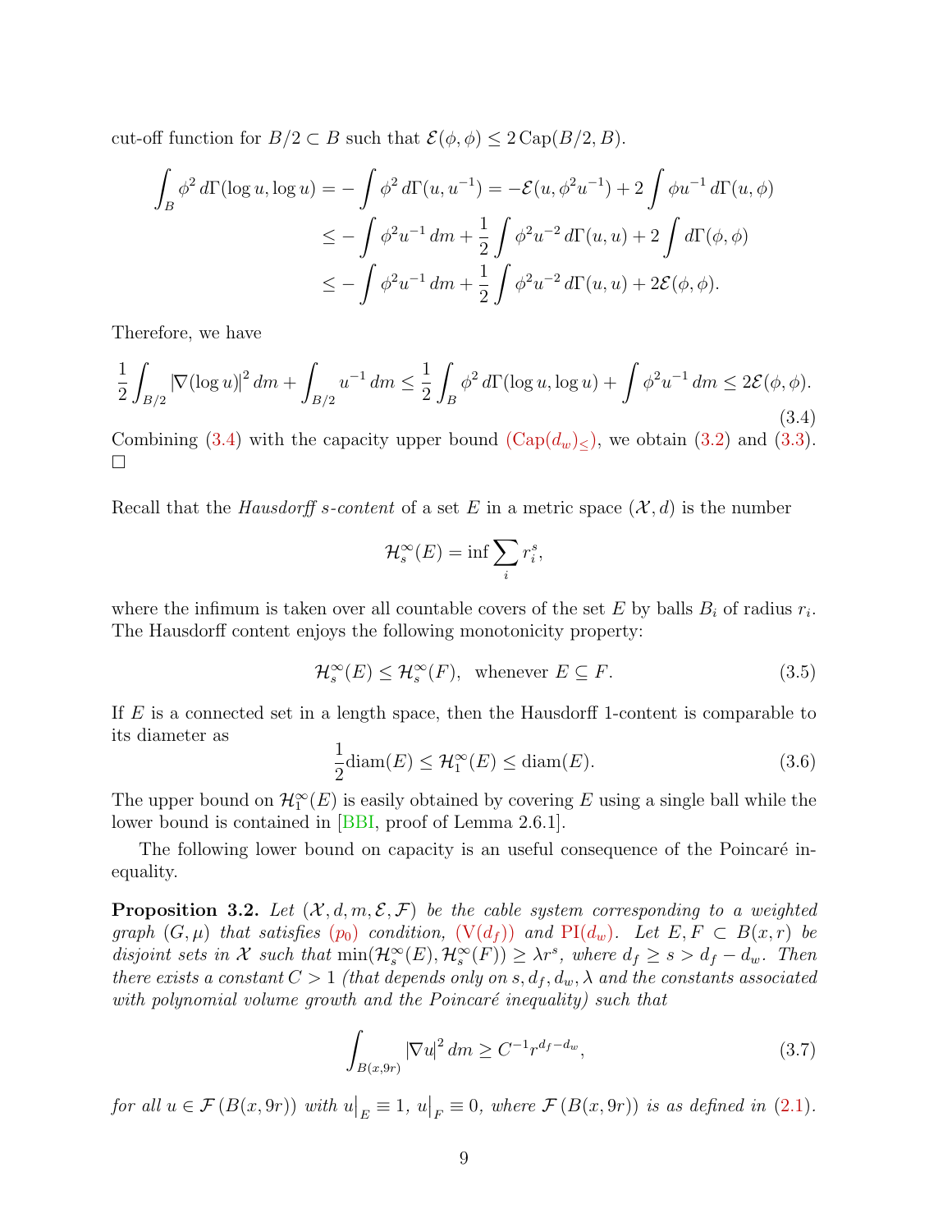cut-off function for $B/2 \subset B$ such that $\mathcal{E}(\phi,\phi) \le 2\,\mathrm{Cap}(B/2,B)$.

$$
\begin{aligned}
\int_B \phi^2 \, d\Gamma(\log u, \log u) &= -\int \phi^2 \, d\Gamma(u, u^{-1}) = -\mathcal{E}(u, \phi^2 u^{-1}) + 2\int \phi u^{-1} \, d\Gamma(u,\phi) \\
&\le -\int \phi^2 u^{-1} \, dm + \frac{1}{2}\int \phi^2 u^{-2} \, d\Gamma(u,u) + 2\int d\Gamma(\phi,\phi) \\
&\le -\int \phi^2 u^{-1} \, dm + \frac{1}{2}\int \phi^2 u^{-2} \, d\Gamma(u,u) + 2\mathcal{E}(\phi,\phi).
\end{aligned}
$$

Therefore, we have

$$
\frac{1}{2}\int_{B/2} |\nabla(\log u)|^2 \, dm + \int_{B/2} u^{-1} \, dm \le \frac{1}{2}\int_B \phi^2 \, d\Gamma(\log u, \log u) + \int \phi^2 u^{-1} \, dm \le 2\mathcal{E}(\phi,\phi). \tag{3.4}
$$

Combining (3.4) with the capacity upper bound $(\mathrm{Cap}(d_w)_\le)$, we obtain (3.2) and (3.3). □

Recall that the *Hausdorff $s$-content* of a set $E$ in a metric space $(\mathcal{X}, d)$ is the number

$$
\mathcal{H}_s^\infty(E) = \inf \sum_i r_i^s,
$$

where the infimum is taken over all countable covers of the set $E$ by balls $B_i$ of radius $r_i$. The Hausdorff content enjoys the following monotonicity property:

$$
\mathcal{H}_s^\infty(E) \le \mathcal{H}_s^\infty(F), \quad \text{whenever } E \subseteq F. \tag{3.5}
$$

If $E$ is a connected set in a length space, then the Hausdorff 1-content is comparable to its diameter as

$$
\frac{1}{2}\mathrm{diam}(E) \le \mathcal{H}_1^\infty(E) \le \mathrm{diam}(E). \tag{3.6}
$$

The upper bound on $\mathcal{H}_1^\infty(E)$ is easily obtained by covering $E$ using a single ball while the lower bound is contained in [BBI, proof of Lemma 2.6.1].

The following lower bound on capacity is an useful consequence of the Poincaré inequality.

**Proposition 3.2.** *Let $(\mathcal{X}, d, m, \mathcal{E}, \mathcal{F})$ be the cable system corresponding to a weighted graph $(G,\mu)$ that satisfies $(p_0)$ condition, $(\mathrm{V}(d_f))$ and $\mathrm{PI}(d_w)$. Let $E, F \subset B(x,r)$ be disjoint sets in $\mathcal{X}$ such that $\min(\mathcal{H}_s^\infty(E), \mathcal{H}_s^\infty(F)) \ge \lambda r^s$, where $d_f \ge s > d_f - d_w$. Then there exists a constant $C > 1$ (that depends only on $s, d_f, d_w, \lambda$ and the constants associated with polynomial volume growth and the Poincaré inequality) such that*

$$
\int_{B(x,9r)} |\nabla u|^2 \, dm \ge C^{-1} r^{d_f - d_w}, \tag{3.7}
$$

*for all $u \in \mathcal{F}(B(x,9r))$ with $u\big|_E \equiv 1$, $u\big|_F \equiv 0$, where $\mathcal{F}(B(x,9r))$ is as defined in (2.1).*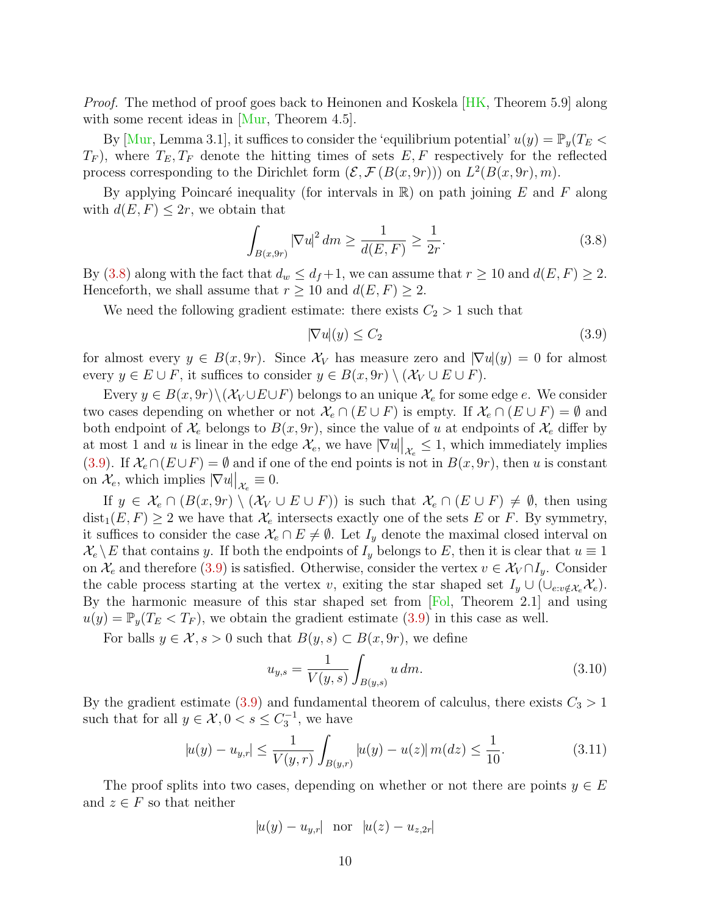*Proof.* The method of proof goes back to Heinonen and Koskela [HK, Theorem 5.9] along with some recent ideas in [Mur, Theorem 4.5].

By [Mur, Lemma 3.1], it suffices to consider the 'equilibrium potential' $u(y) = \mathbb{P}_y(T_E < T_F)$, where $T_E, T_F$ denote the hitting times of sets $E, F$ respectively for the reflected process corresponding to the Dirichlet form $(\mathcal{E}, \mathcal{F}(B(x, 9r)))$ on $L^2(B(x, 9r), m)$.

By applying Poincaré inequality (for intervals in $\mathbb{R}$) on path joining $E$ and $F$ along with $d(E, F) \leq 2r$, we obtain that

$$\int_{B(x,9r)} |\nabla u|^2 \, dm \geq \frac{1}{d(E, F)} \geq \frac{1}{2r}. \tag{3.8}$$

By (3.8) along with the fact that $d_w \leq d_f + 1$, we can assume that $r \geq 10$ and $d(E, F) \geq 2$. Henceforth, we shall assume that $r \geq 10$ and $d(E, F) \geq 2$.

We need the following gradient estimate: there exists $C_2 > 1$ such that

$$|\nabla u|(y) \leq C_2 \tag{3.9}$$

for almost every $y \in B(x, 9r)$. Since $\mathcal{X}_V$ has measure zero and $|\nabla u|(y) = 0$ for almost every $y \in E \cup F$, it suffices to consider $y \in B(x, 9r) \setminus (\mathcal{X}_V \cup E \cup F)$.

Every $y \in B(x, 9r) \setminus (\mathcal{X}_V \cup E \cup F)$ belongs to an unique $\mathcal{X}_e$ for some edge $e$. We consider two cases depending on whether or not $\mathcal{X}_e \cap (E \cup F)$ is empty. If $\mathcal{X}_e \cap (E \cup F) = \emptyset$ and both endpoint of $\mathcal{X}_e$ belongs to $B(x, 9r)$, since the value of $u$ at endpoints of $\mathcal{X}_e$ differ by at most 1 and $u$ is linear in the edge $\mathcal{X}_e$, we have $|\nabla u|\big|_{\mathcal{X}_e} \leq 1$, which immediately implies (3.9). If $\mathcal{X}_e \cap (E \cup F) = \emptyset$ and if one of the end points is not in $B(x, 9r)$, then $u$ is constant on $\mathcal{X}_e$, which implies $|\nabla u|\big|_{\mathcal{X}_e} \equiv 0$.

If $y \in \mathcal{X}_e \cap (B(x, 9r) \setminus (\mathcal{X}_V \cup E \cup F))$ is such that $\mathcal{X}_e \cap (E \cup F) \neq \emptyset$, then using $\mathrm{dist}_1(E, F) \geq 2$ we have that $\mathcal{X}_e$ intersects exactly one of the sets $E$ or $F$. By symmetry, it suffices to consider the case $\mathcal{X}_e \cap E \neq \emptyset$. Let $I_y$ denote the maximal closed interval on $\mathcal{X}_e \setminus E$ that contains $y$. If both the endpoints of $I_y$ belongs to $E$, then it is clear that $u \equiv 1$ on $\mathcal{X}_e$ and therefore (3.9) is satisfied. Otherwise, consider the vertex $v \in \mathcal{X}_V \cap I_y$. Consider the cable process starting at the vertex $v$, exiting the star shaped set $I_y \cup (\cup_{e: v \notin \mathcal{X}_e} \mathcal{X}_e)$. By the harmonic measure of this star shaped set from [Fol, Theorem 2.1] and using $u(y) = \mathbb{P}_y(T_E < T_F)$, we obtain the gradient estimate (3.9) in this case as well.

For balls $y \in \mathcal{X}, s > 0$ such that $B(y, s) \subset B(x, 9r)$, we define

$$u_{y,s} = \frac{1}{V(y, s)} \int_{B(y,s)} u \, dm. \tag{3.10}$$

By the gradient estimate (3.9) and fundamental theorem of calculus, there exists $C_3 > 1$ such that for all $y \in \mathcal{X}, 0 < s \leq C_3^{-1}$, we have

$$|u(y) - u_{y,r}| \leq \frac{1}{V(y, r)} \int_{B(y,r)} |u(y) - u(z)| \, m(dz) \leq \frac{1}{10}. \tag{3.11}$$

The proof splits into two cases, depending on whether or not there are points $y \in E$ and $z \in F$ so that neither

$$|u(y) - u_{y,r}| \quad \text{nor} \quad |u(z) - u_{z,2r}|$$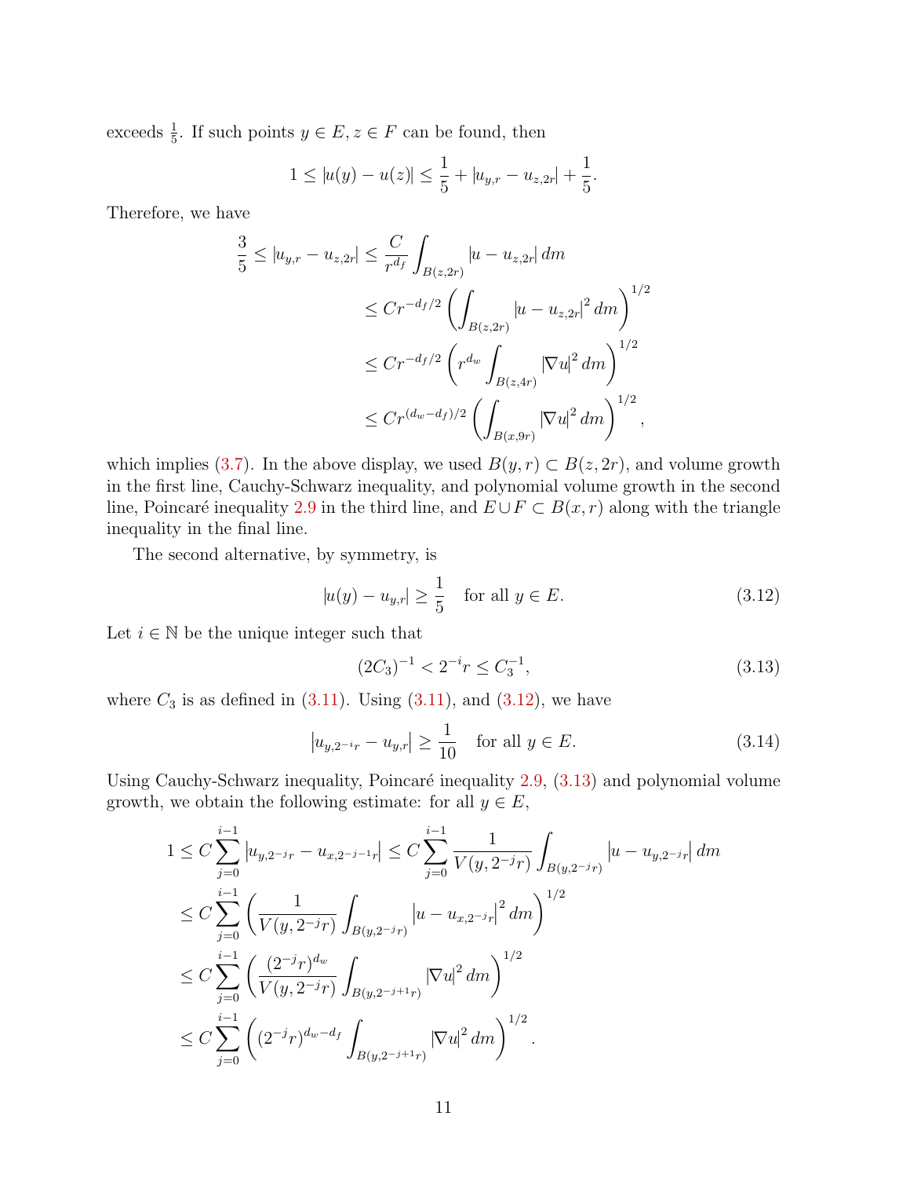exceeds $\frac{1}{5}$. If such points $y \in E, z \in F$ can be found, then

$$1 \le |u(y) - u(z)| \le \frac{1}{5} + |u_{y,r} - u_{z,2r}| + \frac{1}{5}.$$

Therefore, we have

$$\begin{aligned}
\frac{3}{5} \le |u_{y,r} - u_{z,2r}| &\le \frac{C}{r^{d_f}} \int_{B(z,2r)} |u - u_{z,2r}| \, dm \\
&\le C r^{-d_f/2} \left( \int_{B(z,2r)} |u - u_{z,2r}|^2 \, dm \right)^{1/2} \\
&\le C r^{-d_f/2} \left( r^{d_w} \int_{B(z,4r)} |\nabla u|^2 \, dm \right)^{1/2} \\
&\le C r^{(d_w - d_f)/2} \left( \int_{B(x,9r)} |\nabla u|^2 \, dm \right)^{1/2},
\end{aligned}$$

which implies (3.7). In the above display, we used $B(y,r) \subset B(z,2r)$, and volume growth in the first line, Cauchy-Schwarz inequality, and polynomial volume growth in the second line, Poincaré inequality 2.9 in the third line, and $E \cup F \subset B(x,r)$ along with the triangle inequality in the final line.

The second alternative, by symmetry, is

$$|u(y) - u_{y,r}| \ge \frac{1}{5} \quad \text{for all } y \in E. \tag{3.12}$$

Let $i \in \mathbb{N}$ be the unique integer such that

$$(2C_3)^{-1} < 2^{-i} r \le C_3^{-1}, \tag{3.13}$$

where $C_3$ is as defined in (3.11). Using (3.11), and (3.12), we have

$$\left| u_{y,2^{-i}r} - u_{y,r} \right| \ge \frac{1}{10} \quad \text{for all } y \in E. \tag{3.14}$$

Using Cauchy-Schwarz inequality, Poincaré inequality 2.9, (3.13) and polynomial volume growth, we obtain the following estimate: for all $y \in E$,

$$\begin{aligned}
1 &\le C \sum_{j=0}^{i-1} \left| u_{y,2^{-j}r} - u_{x,2^{-j-1}r} \right| \le C \sum_{j=0}^{i-1} \frac{1}{V(y, 2^{-j}r)} \int_{B(y,2^{-j}r)} \left| u - u_{y,2^{-j}r} \right| dm \\
&\le C \sum_{j=0}^{i-1} \left( \frac{1}{V(y,2^{-j}r)} \int_{B(y,2^{-j}r)} \left| u - u_{x,2^{-j}r} \right|^2 dm \right)^{1/2} \\
&\le C \sum_{j=0}^{i-1} \left( \frac{(2^{-j}r)^{d_w}}{V(y,2^{-j}r)} \int_{B(y,2^{-j+1}r)} |\nabla u|^2 \, dm \right)^{1/2} \\
&\le C \sum_{j=0}^{i-1} \left( (2^{-j}r)^{d_w - d_f} \int_{B(y,2^{-j+1}r)} |\nabla u|^2 \, dm \right)^{1/2}.
\end{aligned}$$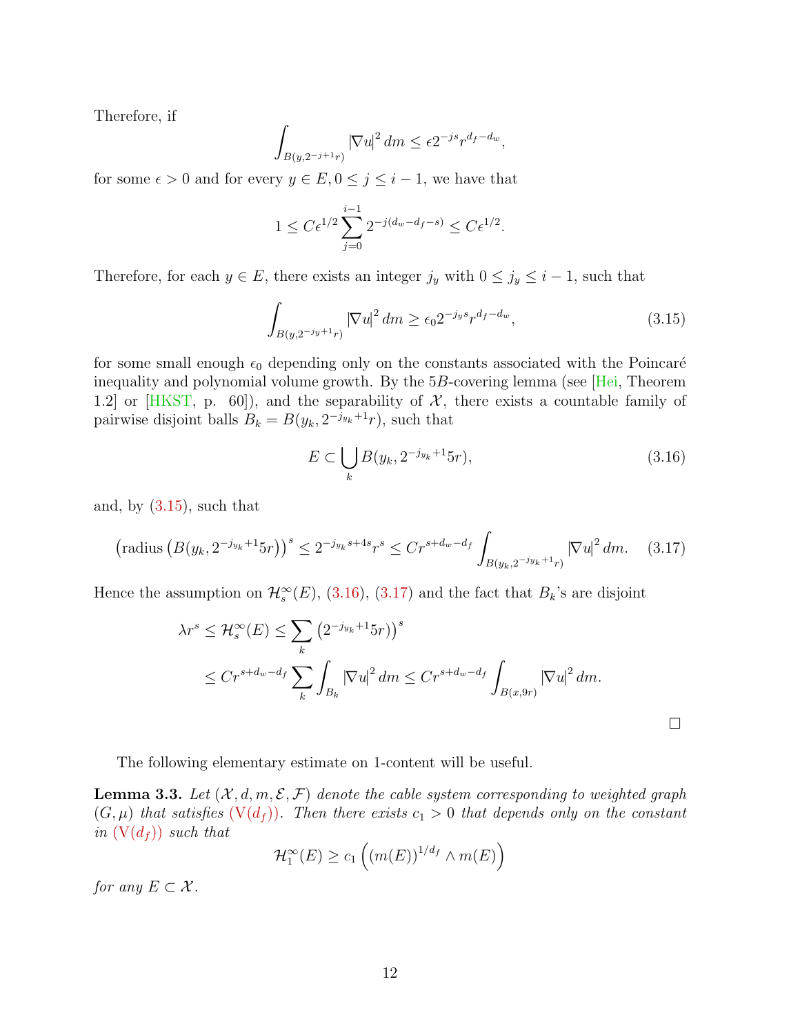Therefore, if

$$\int_{B(y,2^{-j+1}r)} |\nabla u|^2 \, dm \leq \epsilon 2^{-js} r^{d_f - d_w},$$

for some $\epsilon > 0$ and for every $y \in E, 0 \leq j \leq i-1$, we have that

$$1 \leq C\epsilon^{1/2} \sum_{j=0}^{i-1} 2^{-j(d_w - d_f - s)} \leq C\epsilon^{1/2}.$$

Therefore, for each $y \in E$, there exists an integer $j_y$ with $0 \leq j_y \leq i-1$, such that

$$\int_{B(y,2^{-j_y+1}r)} |\nabla u|^2 \, dm \geq \epsilon_0 2^{-j_y s} r^{d_f - d_w}, \tag{3.15}$$

for some small enough $\epsilon_0$ depending only on the constants associated with the Poincaré inequality and polynomial volume growth. By the $5B$-covering lemma (see [Hei, Theorem 1.2] or [HKST, p. 60]), and the separability of $\mathcal{X}$, there exists a countable family of pairwise disjoint balls $B_k = B(y_k, 2^{-j_{y_k}+1}r)$, such that

$$E \subset \bigcup_k B(y_k, 2^{-j_{y_k}+1}5r), \tag{3.16}$$

and, by (3.15), such that

$$\left(\text{radius}\left(B(y_k, 2^{-j_{y_k}+1}5r)\right)\right)^s \leq 2^{-j_{y_k}s+4s} r^s \leq C r^{s+d_w-d_f} \int_{B(y_k,2^{-j_{y_k}+1}r)} |\nabla u|^2 \, dm. \tag{3.17}$$

Hence the assumption on $\mathcal{H}_s^\infty(E)$, (3.16), (3.17) and the fact that $B_k$'s are disjoint

$$\begin{aligned}
\lambda r^s \leq \mathcal{H}_s^\infty(E) &\leq \sum_k \left(2^{-j_{y_k}+1}5r\right)^s \\
&\leq C r^{s+d_w-d_f} \sum_k \int_{B_k} |\nabla u|^2 \, dm \leq C r^{s+d_w-d_f} \int_{B(x,9r)} |\nabla u|^2 \, dm.
\end{aligned}$$

□

The following elementary estimate on 1-content will be useful.

**Lemma 3.3.** *Let $(\mathcal{X}, d, m, \mathcal{E}, \mathcal{F})$ denote the cable system corresponding to weighted graph $(G, \mu)$ that satisfies (V($d_f$)). Then there exists $c_1 > 0$ that depends only on the constant in (V($d_f$)) such that*

$$\mathcal{H}_1^\infty(E) \geq c_1 \left( (m(E))^{1/d_f} \wedge m(E) \right)$$

*for any $E \subset \mathcal{X}$.*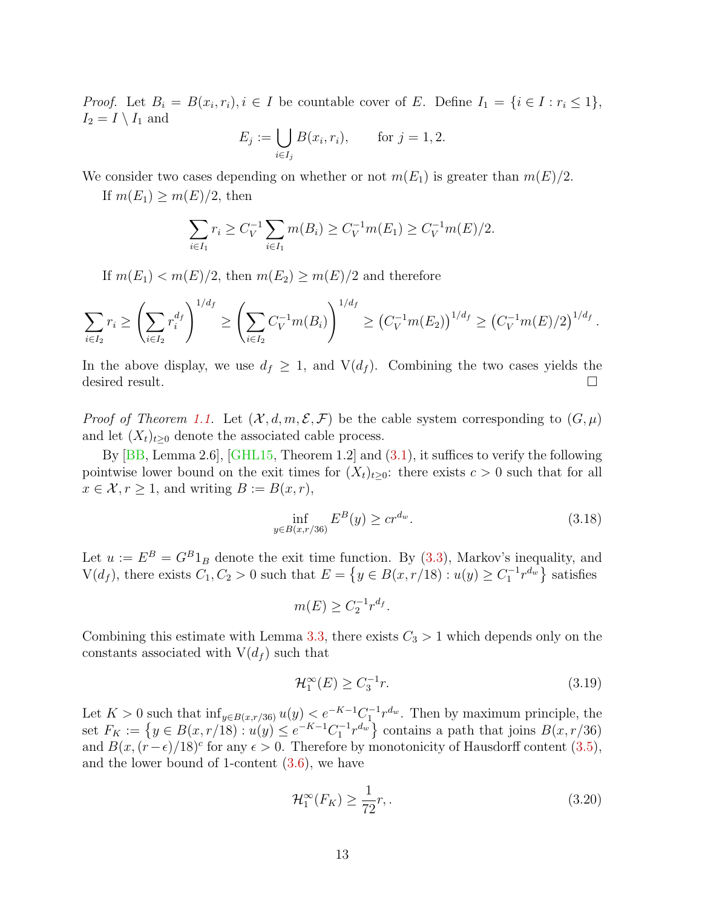*Proof.* Let $B_i = B(x_i, r_i), i \in I$ be countable cover of $E$. Define $I_1 = \{i \in I : r_i \le 1\}$, $I_2 = I \setminus I_1$ and

$$E_j := \bigcup_{i \in I_j} B(x_i, r_i), \qquad \text{for } j = 1, 2.$$

We consider two cases depending on whether or not $m(E_1)$ is greater than $m(E)/2$.

If $m(E_1) \ge m(E)/2$, then

$$\sum_{i \in I_1} r_i \ge C_V^{-1} \sum_{i \in I_1} m(B_i) \ge C_V^{-1} m(E_1) \ge C_V^{-1} m(E)/2.$$

If $m(E_1) < m(E)/2$, then $m(E_2) \ge m(E)/2$ and therefore

$$\sum_{i \in I_2} r_i \ge \left( \sum_{i \in I_2} r_i^{d_f} \right)^{1/d_f} \ge \left( \sum_{i \in I_2} C_V^{-1} m(B_i) \right)^{1/d_f} \ge \left( C_V^{-1} m(E_2) \right)^{1/d_f} \ge \left( C_V^{-1} m(E)/2 \right)^{1/d_f}.$$

In the above display, we use $d_f \ge 1$, and $\mathrm{V}(d_f)$. Combining the two cases yields the desired result. $\square$

*Proof of Theorem 1.1.* Let $(\mathcal{X}, d, m, \mathcal{E}, \mathcal{F})$ be the cable system corresponding to $(G, \mu)$ and let $(X_t)_{t \ge 0}$ denote the associated cable process.

By [BB, Lemma 2.6], [GHL15, Theorem 1.2] and (3.1), it suffices to verify the following pointwise lower bound on the exit times for $(X_t)_{t \ge 0}$: there exists $c > 0$ such that for all $x \in \mathcal{X}, r \ge 1$, and writing $B := B(x, r)$,

$$\inf_{y \in B(x, r/36)} E^B(y) \ge c r^{d_w}. \tag{3.18}$$

Let $u := E^B = G^B 1_B$ denote the exit time function. By (3.3), Markov's inequality, and $\mathrm{V}(d_f)$, there exists $C_1, C_2 > 0$ such that $E = \left\{ y \in B(x, r/18) : u(y) \ge C_1^{-1} r^{d_w} \right\}$ satisfies

$$m(E) \ge C_2^{-1} r^{d_f}.$$

Combining this estimate with Lemma 3.3, there exists $C_3 > 1$ which depends only on the constants associated with $\mathrm{V}(d_f)$ such that

$$\mathcal{H}_1^\infty(E) \ge C_3^{-1} r. \tag{3.19}$$

Let $K > 0$ such that $\inf_{y \in B(x, r/36)} u(y) < e^{-K-1} C_1^{-1} r^{d_w}$. Then by maximum principle, the set $F_K := \left\{ y \in B(x, r/18) : u(y) \le e^{-K-1} C_1^{-1} r^{d_w} \right\}$ contains a path that joins $B(x, r/36)$ and $B(x, (r-\epsilon)/18)^c$ for any $\epsilon > 0$. Therefore by monotonicity of Hausdorff content (3.5), and the lower bound of 1-content (3.6), we have

$$\mathcal{H}_1^\infty(F_K) \ge \frac{1}{72} r, . \tag{3.20}$$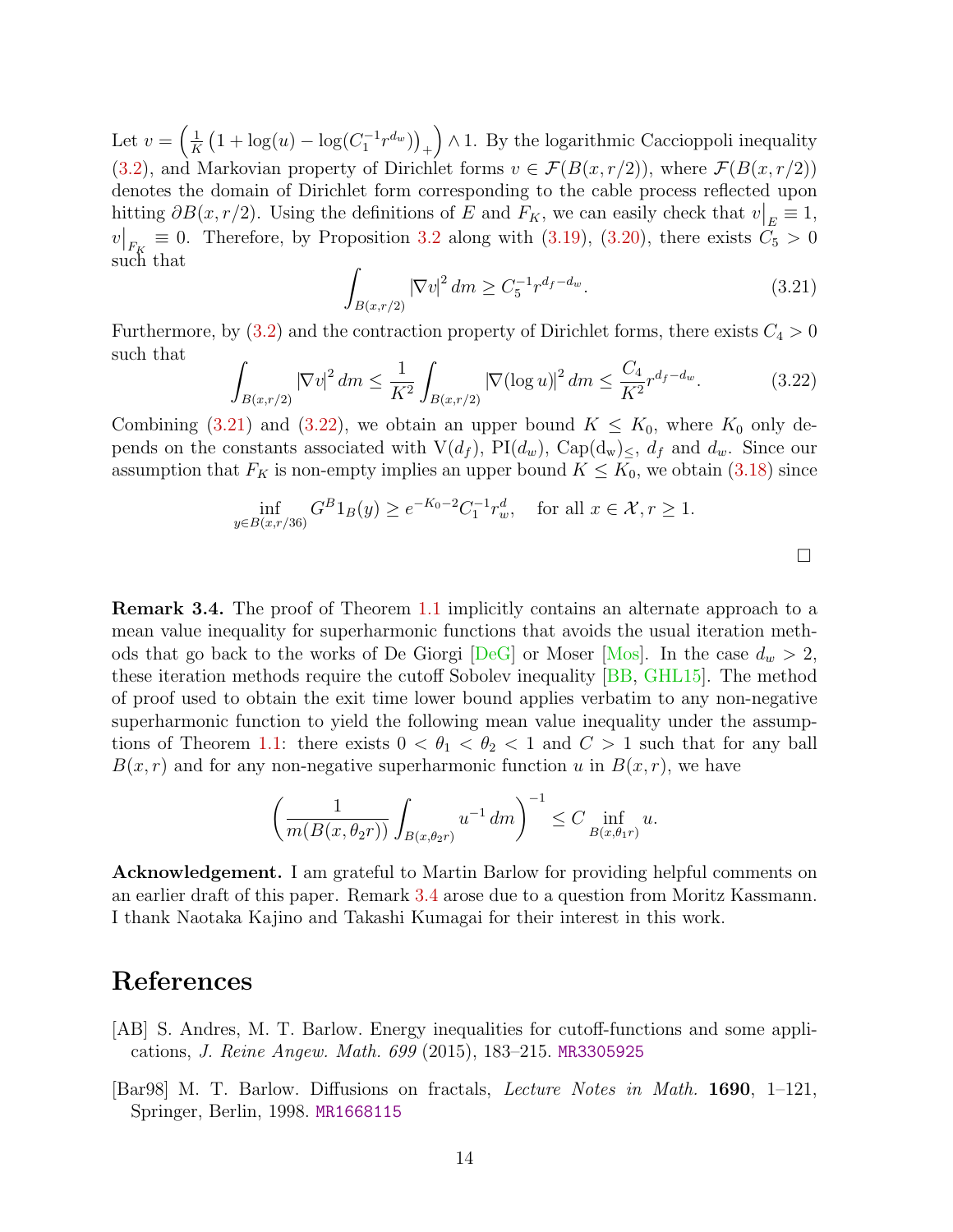Let $v = \left(\frac{1}{K}\left(1+\log(u) - \log(C_1^{-1} r^{d_w})\right)_+\right) \wedge 1$. By the logarithmic Caccioppoli inequality (3.2), and Markovian property of Dirichlet forms $v \in \mathcal{F}(B(x,r/2))$, where $\mathcal{F}(B(x,r/2))$ denotes the domain of Dirichlet form corresponding to the cable process reflected upon hitting $\partial B(x,r/2)$. Using the definitions of $E$ and $F_K$, we can easily check that $v\big|_E \equiv 1$, $v\big|_{F_K} \equiv 0$. Therefore, by Proposition 3.2 along with (3.19), (3.20), there exists $C_5 > 0$ such that

$$\int_{B(x,r/2)} |\nabla v|^2 \, dm \geq C_5^{-1} r^{d_f - d_w}. \tag{3.21}$$

Furthermore, by (3.2) and the contraction property of Dirichlet forms, there exists $C_4 > 0$ such that

$$\int_{B(x,r/2)} |\nabla v|^2 \, dm \leq \frac{1}{K^2} \int_{B(x,r/2)} |\nabla (\log u)|^2 \, dm \leq \frac{C_4}{K^2} r^{d_f - d_w}. \tag{3.22}$$

Combining (3.21) and (3.22), we obtain an upper bound $K \leq K_0$, where $K_0$ only depends on the constants associated with $\mathrm{V}(d_f)$, $\mathrm{PI}(d_w)$, $\mathrm{Cap}(\mathrm{d_w})_\leq$, $d_f$ and $d_w$. Since our assumption that $F_K$ is non-empty implies an upper bound $K \leq K_0$, we obtain (3.18) since

$$\inf_{y \in B(x,r/36)} G^B 1_B(y) \geq e^{-K_0 - 2} C_1^{-1} r_w^d, \quad \text{for all } x \in \mathcal{X}, r \geq 1.$$

□

**Remark 3.4.** The proof of Theorem 1.1 implicitly contains an alternate approach to a mean value inequality for superharmonic functions that avoids the usual iteration methods that go back to the works of De Giorgi [DeG] or Moser [Mos]. In the case $d_w > 2$, these iteration methods require the cutoff Sobolev inequality [BB, GHL15]. The method of proof used to obtain the exit time lower bound applies verbatim to any non-negative superharmonic function to yield the following mean value inequality under the assumptions of Theorem 1.1: there exists $0 < \theta_1 < \theta_2 < 1$ and $C > 1$ such that for any ball $B(x,r)$ and for any non-negative superharmonic function $u$ in $B(x,r)$, we have

$$\left( \frac{1}{m(B(x,\theta_2 r))} \int_{B(x,\theta_2 r)} u^{-1} \, dm \right)^{-1} \leq C \inf_{B(x,\theta_1 r)} u.$$

**Acknowledgement.** I am grateful to Martin Barlow for providing helpful comments on an earlier draft of this paper. Remark 3.4 arose due to a question from Moritz Kassmann. I thank Naotaka Kajino and Takashi Kumagai for their interest in this work.

# References

[AB] S. Andres, M. T. Barlow. Energy inequalities for cutoff-functions and some applications, *J. Reine Angew. Math. 699* (2015), 183–215. MR3305925

[Bar98] M. T. Barlow. Diffusions on fractals, *Lecture Notes in Math.* **1690**, 1–121, Springer, Berlin, 1998. MR1668115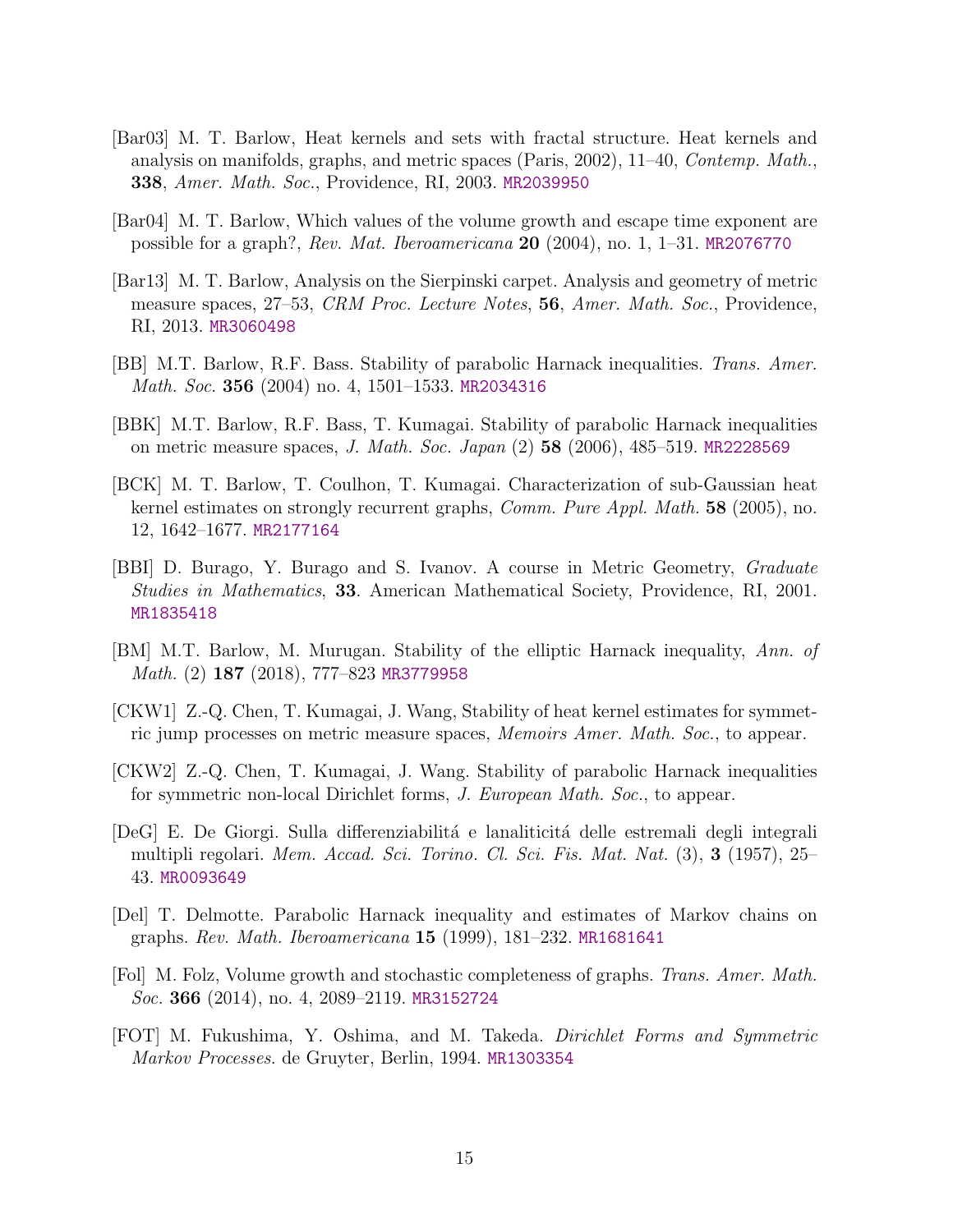[Bar03] M. T. Barlow, Heat kernels and sets with fractal structure. Heat kernels and analysis on manifolds, graphs, and metric spaces (Paris, 2002), 11–40, *Contemp. Math.*, **338**, *Amer. Math. Soc.*, Providence, RI, 2003. MR2039950

[Bar04] M. T. Barlow, Which values of the volume growth and escape time exponent are possible for a graph?, *Rev. Mat. Iberoamericana* **20** (2004), no. 1, 1–31. MR2076770

[Bar13] M. T. Barlow, Analysis on the Sierpinski carpet. Analysis and geometry of metric measure spaces, 27–53, *CRM Proc. Lecture Notes*, **56**, *Amer. Math. Soc.*, Providence, RI, 2013. MR3060498

[BB] M.T. Barlow, R.F. Bass. Stability of parabolic Harnack inequalities. *Trans. Amer. Math. Soc.* **356** (2004) no. 4, 1501–1533. MR2034316

[BBK] M.T. Barlow, R.F. Bass, T. Kumagai. Stability of parabolic Harnack inequalities on metric measure spaces, *J. Math. Soc. Japan* (2) **58** (2006), 485–519. MR2228569

[BCK] M. T. Barlow, T. Coulhon, T. Kumagai. Characterization of sub-Gaussian heat kernel estimates on strongly recurrent graphs, *Comm. Pure Appl. Math.* **58** (2005), no. 12, 1642–1677. MR2177164

[BBI] D. Burago, Y. Burago and S. Ivanov. A course in Metric Geometry, *Graduate Studies in Mathematics*, **33**. American Mathematical Society, Providence, RI, 2001. MR1835418

[BM] M.T. Barlow, M. Murugan. Stability of the elliptic Harnack inequality, *Ann. of Math.* (2) **187** (2018), 777–823 MR3779958

[CKW1] Z.-Q. Chen, T. Kumagai, J. Wang, Stability of heat kernel estimates for symmetric jump processes on metric measure spaces, *Memoirs Amer. Math. Soc.*, to appear.

[CKW2] Z.-Q. Chen, T. Kumagai, J. Wang. Stability of parabolic Harnack inequalities for symmetric non-local Dirichlet forms, *J. European Math. Soc.*, to appear.

[DeG] E. De Giorgi. Sulla differenziabilitá e lanaliticitá delle estremali degli integrali multipli regolari. *Mem. Accad. Sci. Torino. Cl. Sci. Fis. Mat. Nat.* (3), **3** (1957), 25–43. MR0093649

[Del] T. Delmotte. Parabolic Harnack inequality and estimates of Markov chains on graphs. *Rev. Math. Iberoamericana* **15** (1999), 181–232. MR1681641

[Fol] M. Folz, Volume growth and stochastic completeness of graphs. *Trans. Amer. Math. Soc.* **366** (2014), no. 4, 2089–2119. MR3152724

[FOT] M. Fukushima, Y. Oshima, and M. Takeda. *Dirichlet Forms and Symmetric Markov Processes.* de Gruyter, Berlin, 1994. MR1303354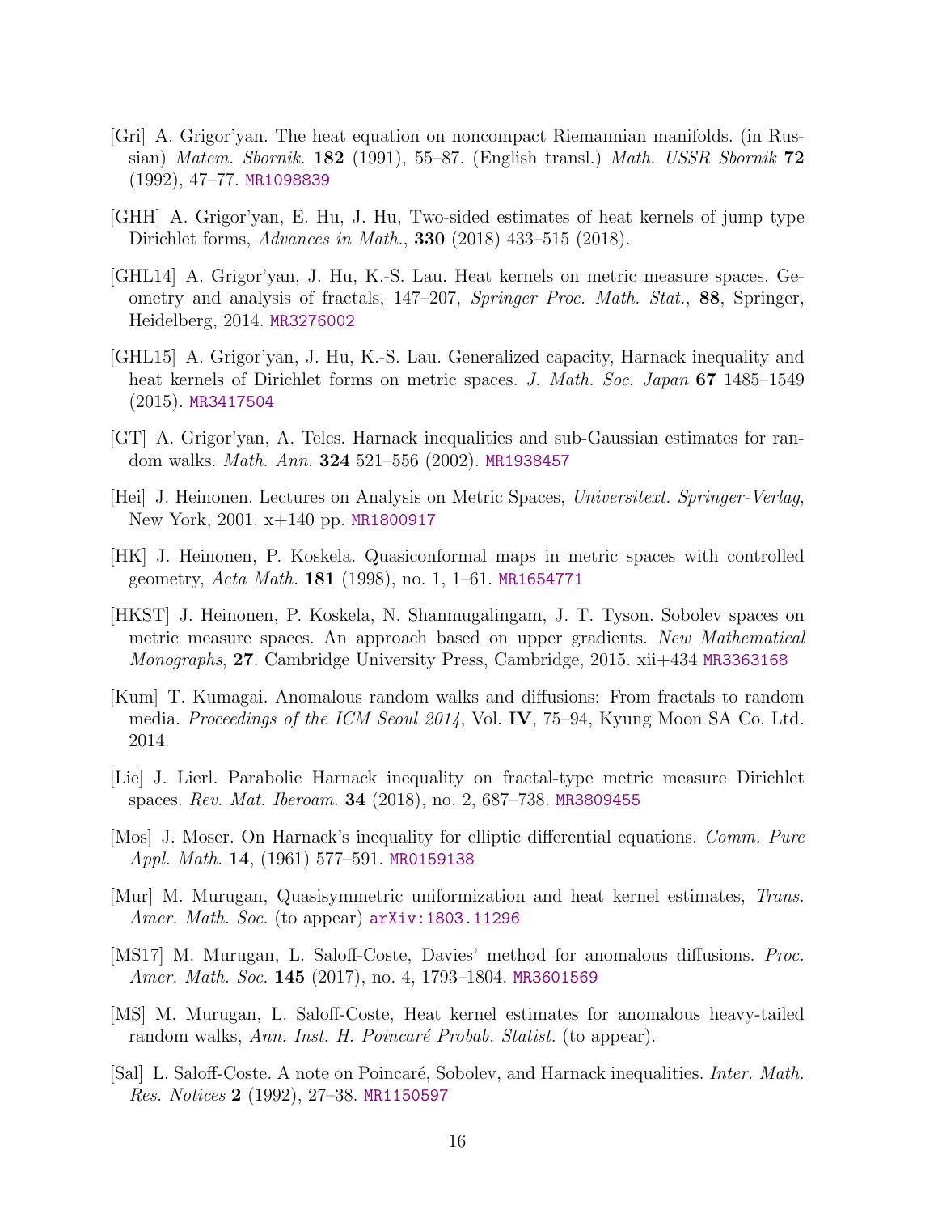[Gri] A. Grigor'yan. The heat equation on noncompact Riemannian manifolds. (in Russian) *Matem. Sbornik.* **182** (1991), 55–87. (English transl.) *Math. USSR Sbornik* **72** (1992), 47–77. MR1098839

[GHH] A. Grigor'yan, E. Hu, J. Hu, Two-sided estimates of heat kernels of jump type Dirichlet forms, *Advances in Math.*, **330** (2018) 433–515 (2018).

[GHL14] A. Grigor'yan, J. Hu, K.-S. Lau. Heat kernels on metric measure spaces. Geometry and analysis of fractals, 147–207, *Springer Proc. Math. Stat.*, **88**, Springer, Heidelberg, 2014. MR3276002

[GHL15] A. Grigor'yan, J. Hu, K.-S. Lau. Generalized capacity, Harnack inequality and heat kernels of Dirichlet forms on metric spaces. *J. Math. Soc. Japan* **67** 1485–1549 (2015). MR3417504

[GT] A. Grigor'yan, A. Telcs. Harnack inequalities and sub-Gaussian estimates for random walks. *Math. Ann.* **324** 521–556 (2002). MR1938457

[Hei] J. Heinonen. Lectures on Analysis on Metric Spaces, *Universitext. Springer-Verlag*, New York, 2001. x+140 pp. MR1800917

[HK] J. Heinonen, P. Koskela. Quasiconformal maps in metric spaces with controlled geometry, *Acta Math.* **181** (1998), no. 1, 1–61. MR1654771

[HKST] J. Heinonen, P. Koskela, N. Shanmugalingam, J. T. Tyson. Sobolev spaces on metric measure spaces. An approach based on upper gradients. *New Mathematical Monographs*, **27**. Cambridge University Press, Cambridge, 2015. xii+434 MR3363168

[Kum] T. Kumagai. Anomalous random walks and diffusions: From fractals to random media. *Proceedings of the ICM Seoul 2014*, Vol. **IV**, 75–94, Kyung Moon SA Co. Ltd. 2014.

[Lie] J. Lierl. Parabolic Harnack inequality on fractal-type metric measure Dirichlet spaces. *Rev. Mat. Iberoam.* **34** (2018), no. 2, 687–738. MR3809455

[Mos] J. Moser. On Harnack's inequality for elliptic differential equations. *Comm. Pure Appl. Math.* **14**, (1961) 577–591. MR0159138

[Mur] M. Murugan, Quasisymmetric uniformization and heat kernel estimates, *Trans. Amer. Math. Soc.* (to appear) arXiv:1803.11296

[MS17] M. Murugan, L. Saloff-Coste, Davies' method for anomalous diffusions. *Proc. Amer. Math. Soc.* **145** (2017), no. 4, 1793–1804. MR3601569

[MS] M. Murugan, L. Saloff-Coste, Heat kernel estimates for anomalous heavy-tailed random walks, *Ann. Inst. H. Poincaré Probab. Statist.* (to appear).

[Sal] L. Saloff-Coste. A note on Poincaré, Sobolev, and Harnack inequalities. *Inter. Math. Res. Notices* **2** (1992), 27–38. MR1150597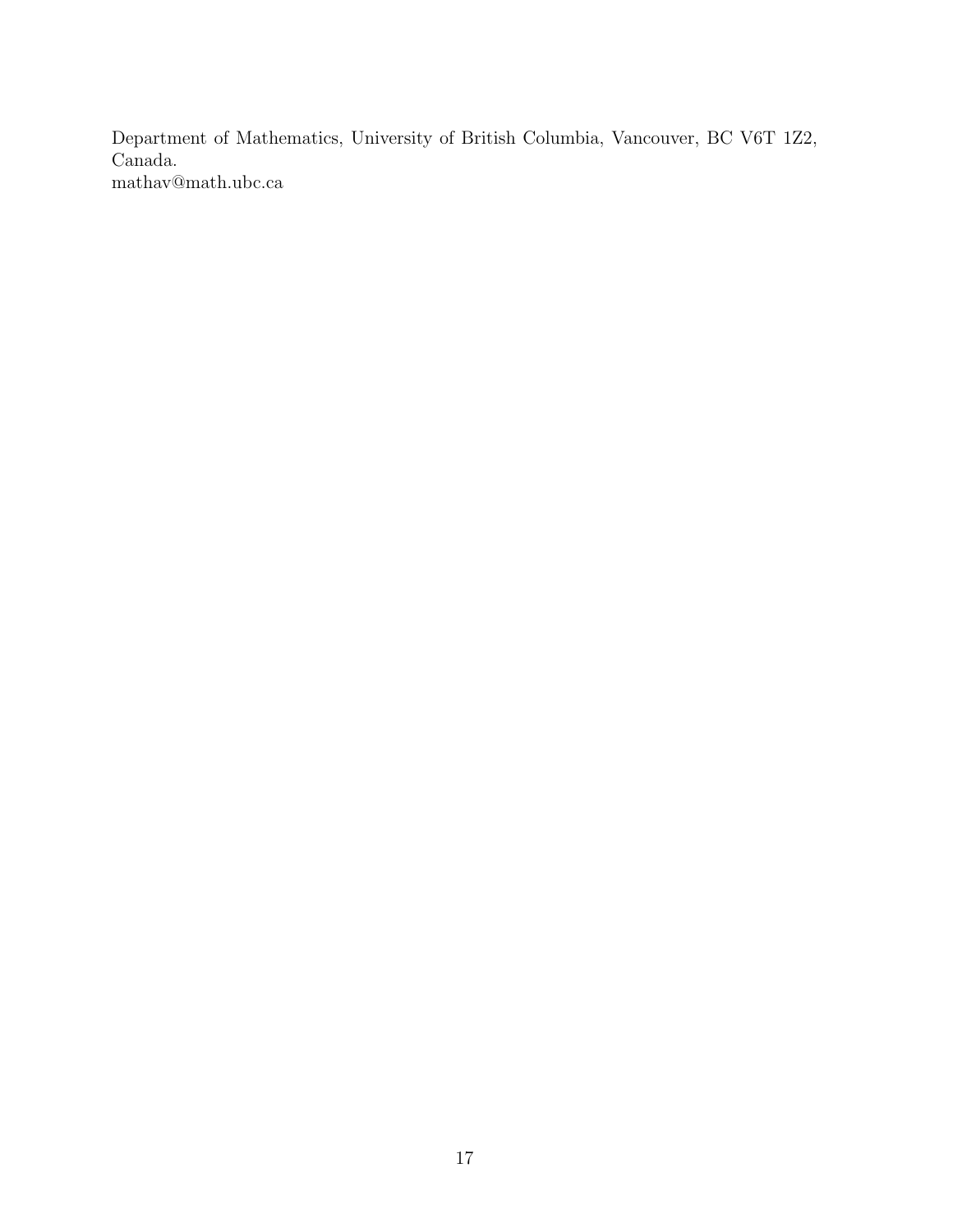Department of Mathematics, University of British Columbia, Vancouver, BC V6T 1Z2, Canada.
mathav@math.ubc.ca